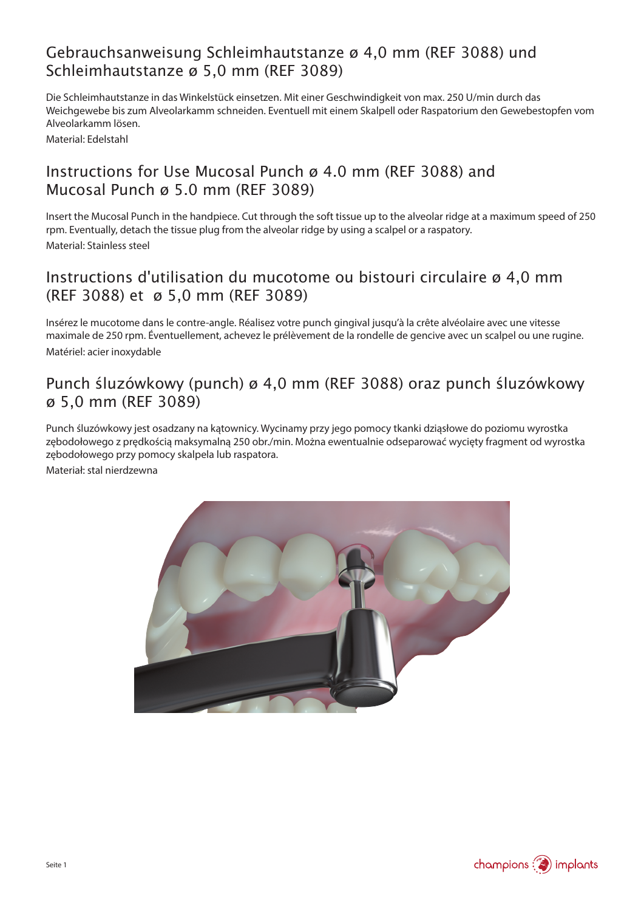## Gebrauchsanweisung Schleimhautstanze ø 4,0 mm (REF 3088) und Schleimhautstanze ø 5,0 mm (REF 3089)

Die Schleimhautstanze in das Winkelstück einsetzen. Mit einer Geschwindigkeit von max. 250 U/min durch das Weichgewebe bis zum Alveolarkamm schneiden. Eventuell mit einem Skalpell oder Raspatorium den Gewebestopfen vom Alveolarkamm lösen.

Material: Edelstahl

## Instructions for Use Mucosal Punch ø 4.0 mm (REF 3088) and Mucosal Punch ø 5.0 mm (REF 3089)

Insert the Mucosal Punch in the handpiece. Cut through the soft tissue up to the alveolar ridge at a maximum speed of 250 rpm. Eventually, detach the tissue plug from the alveolar ridge by using a scalpel or a raspatory.

Material: Stainless steel

## Instructions d'utilisation du mucotome ou bistouri circulaire ø 4,0 mm (REF 3088) et ø 5,0 mm (REF 3089)

Insérez le mucotome dans le contre-angle. Réalisez votre punch gingival jusqu'à la crête alvéolaire avec une vitesse maximale de 250 rpm. Éventuellement, achevez le prélèvement de la rondelle de gencive avec un scalpel ou une rugine.

Matériel: acier inoxydable

## Punch śluzówkowy (punch) ø 4,0 mm (REF 3088) oraz punch śluzówkowy ø 5,0 mm (REF 3089)

Punch śluzówkowy jest osadzany na kątownicy. Wycinamy przy jego pomocy tkanki dziąsłowe do poziomu wyrostka zębodołowego z prędkością maksymalną 250 obr./min. Można ewentualnie odseparować wycięty fragment od wyrostka zębodołowego przy pomocy skalpela lub raspatora.

Materiał: stal nierdzewna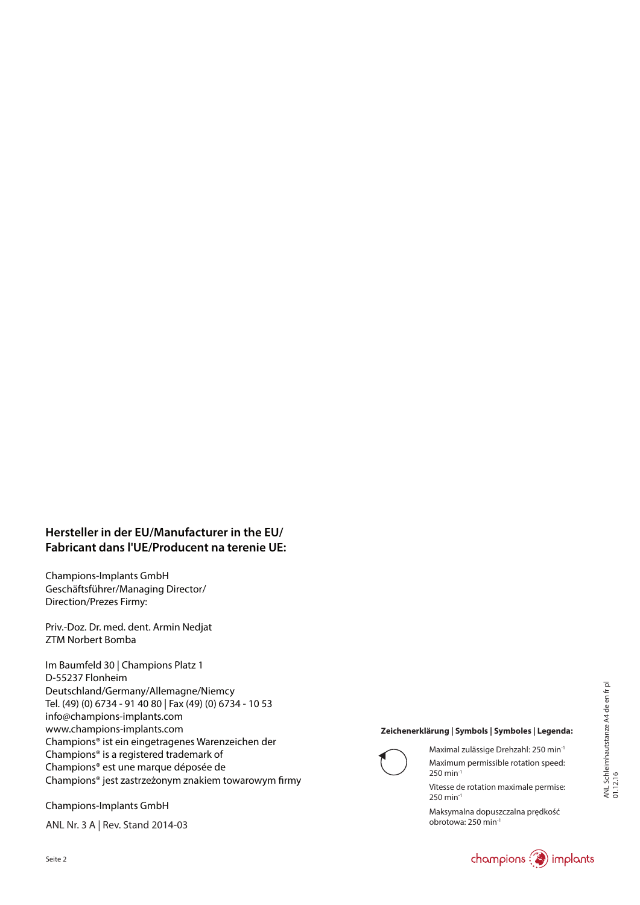**Hersteller in der EU/Manufacturer in the EU/ Fabricant dans l'UE/Producent na terenie UE:**

Champions-Implants GmbH
Geschäftsführer/Managing Director/
Direction/Prezes Firmy:

Priv.-Doz. Dr. med. dent. Armin Nedjat
ZTM Norbert Bomba

Im Baumfeld 30 | Champions Platz 1
D-55237 Flonheim
Deutschland/Germany/Allemagne/Niemcy
Tel. (49) (0) 6734 - 91 40 80 | Fax (49) (0) 6734 - 10 53
info@champions-implants.com
www.champions-implants.com
Champions® ist ein eingetragenes Warenzeichen der
Champions® is a registered trademark of
Champions® est une marque déposée de
Champions® jest zastrzeżonym znakiem towarowym firmy

Champions-Implants GmbH

ANL Nr. 3 A | Rev. Stand 2014-03

**Zeichenerklärung | Symbols | Symboles | Legenda:**

Maximal zulässige Drehzahl: 250 min$^{-1}$

Maximum permissible rotation speed: 250 min$^{-1}$

Vitesse de rotation maximale permise: 250 min$^{-1}$

Maksymalna dopuszczalna prędkość obrotowa: 250 min$^{-1}$

ANL Schleimhautstanze A4 de en fr pl
01.12.16

champions implants